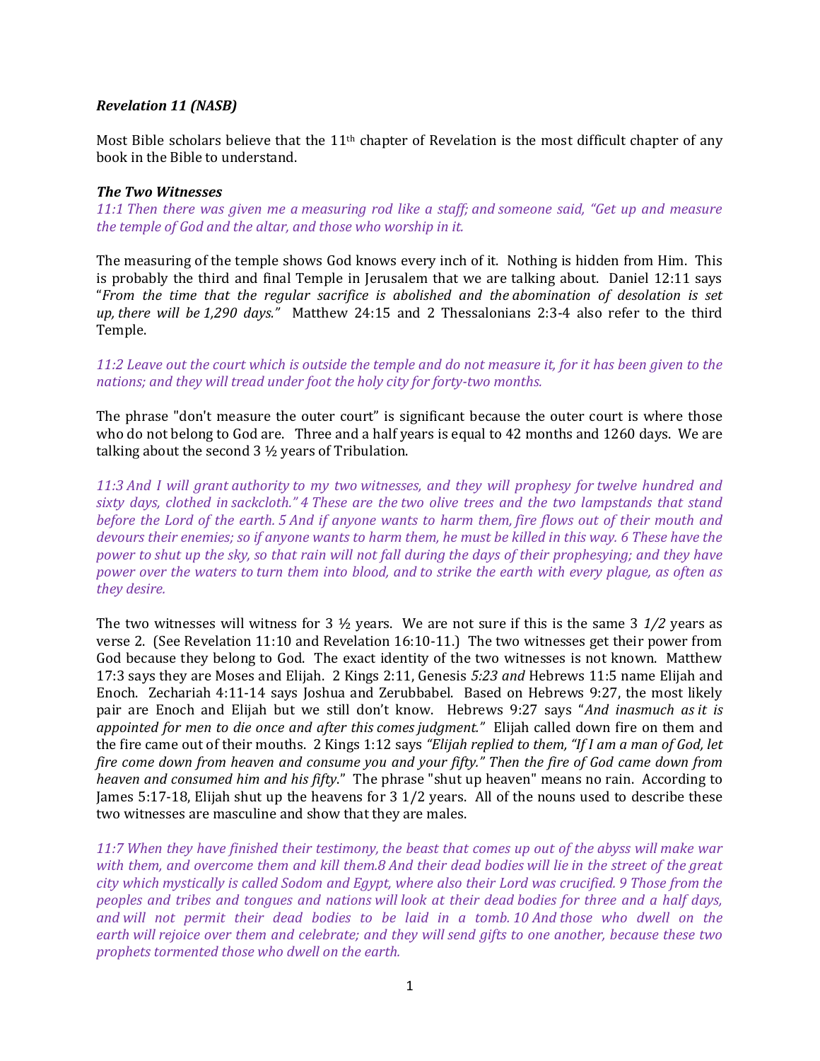***Revelation 11 (NASB)***

Most Bible scholars believe that the 11th chapter of Revelation is the most difficult chapter of any book in the Bible to understand.

***The Two Witnesses***

*11:1 Then there was given me a measuring rod like a staff; and someone said, "Get up and measure the temple of God and the altar, and those who worship in it.*

The measuring of the temple shows God knows every inch of it. Nothing is hidden from Him. This is probably the third and final Temple in Jerusalem that we are talking about. Daniel 12:11 says "*From the time that the regular sacrifice is abolished and the abomination of desolation is set up, there will be 1,290 days."* Matthew 24:15 and 2 Thessalonians 2:3-4 also refer to the third Temple.

*11:2 Leave out the court which is outside the temple and do not measure it, for it has been given to the nations; and they will tread under foot the holy city for forty-two months.*

The phrase "don't measure the outer court" is significant because the outer court is where those who do not belong to God are. Three and a half years is equal to 42 months and 1260 days. We are talking about the second 3 ½ years of Tribulation.

*11:3 And I will grant authority to my two witnesses, and they will prophesy for twelve hundred and sixty days, clothed in sackcloth." 4 These are the two olive trees and the two lampstands that stand before the Lord of the earth. 5 And if anyone wants to harm them, fire flows out of their mouth and devours their enemies; so if anyone wants to harm them, he must be killed in this way. 6 These have the power to shut up the sky, so that rain will not fall during the days of their prophesying; and they have power over the waters to turn them into blood, and to strike the earth with every plague, as often as they desire.*

The two witnesses will witness for 3 ½ years. We are not sure if this is the same 3 *1/2* years as verse 2. (See Revelation 11:10 and Revelation 16:10-11.) The two witnesses get their power from God because they belong to God. The exact identity of the two witnesses is not known. Matthew 17:3 says they are Moses and Elijah. 2 Kings 2:11, Genesis *5:23 and* Hebrews 11:5 name Elijah and Enoch. Zechariah 4:11-14 says Joshua and Zerubbabel. Based on Hebrews 9:27, the most likely pair are Enoch and Elijah but we still don't know. Hebrews 9:27 says "*And inasmuch as it is appointed for men to die once and after this comes judgment."* Elijah called down fire on them and the fire came out of their mouths. 2 Kings 1:12 says *"Elijah replied to them, "If I am a man of God, let fire come down from heaven and consume you and your fifty." Then the fire of God came down from heaven and consumed him and his fifty*." The phrase "shut up heaven" means no rain. According to James 5:17-18, Elijah shut up the heavens for 3 1/2 years. All of the nouns used to describe these two witnesses are masculine and show that they are males.

*11:7 When they have finished their testimony, the beast that comes up out of the abyss will make war with them, and overcome them and kill them.8 And their dead bodies will lie in the street of the great city which mystically is called Sodom and Egypt, where also their Lord was crucified. 9 Those from the peoples and tribes and tongues and nations will look at their dead bodies for three and a half days, and will not permit their dead bodies to be laid in a tomb. 10 And those who dwell on the earth will rejoice over them and celebrate; and they will send gifts to one another, because these two prophets tormented those who dwell on the earth.*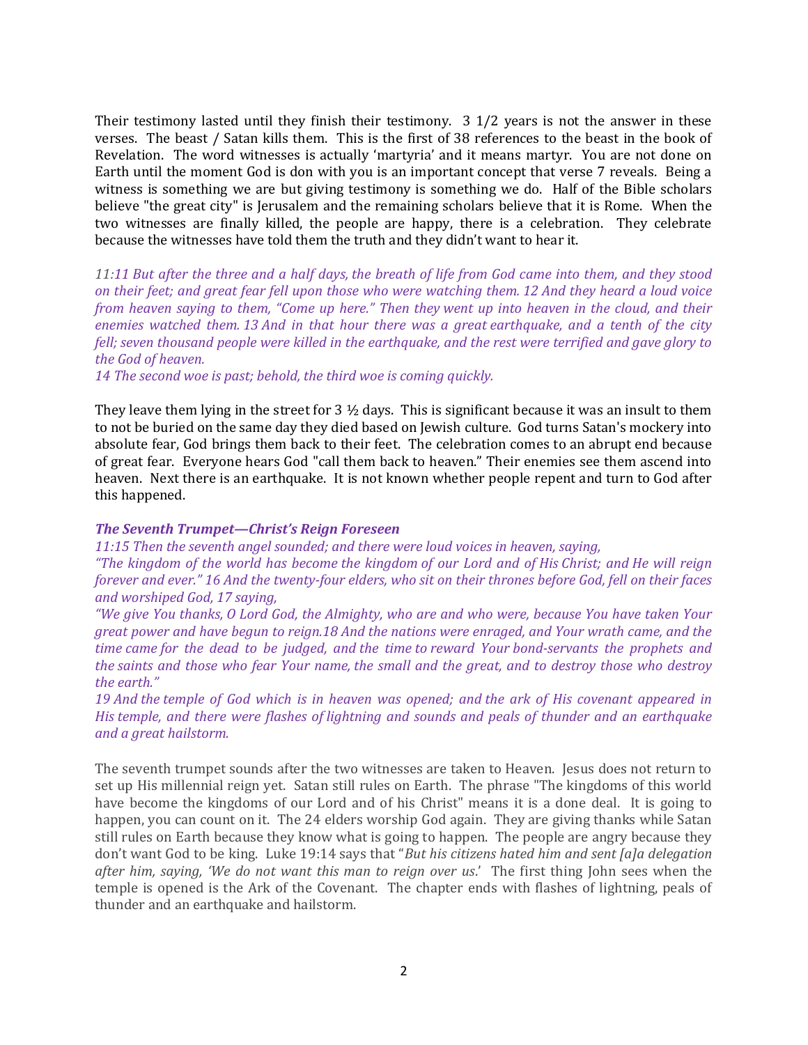Their testimony lasted until they finish their testimony. 3 1/2 years is not the answer in these verses. The beast / Satan kills them. This is the first of 38 references to the beast in the book of Revelation. The word witnesses is actually 'martyria' and it means martyr. You are not done on Earth until the moment God is don with you is an important concept that verse 7 reveals. Being a witness is something we are but giving testimony is something we do. Half of the Bible scholars believe "the great city" is Jerusalem and the remaining scholars believe that it is Rome. When the two witnesses are finally killed, the people are happy, there is a celebration. They celebrate because the witnesses have told them the truth and they didn't want to hear it.

*11:11 But after the three and a half days, the breath of life from God came into them, and they stood on their feet; and great fear fell upon those who were watching them. 12 And they heard a loud voice from heaven saying to them, "Come up here." Then they went up into heaven in the cloud, and their enemies watched them. 13 And in that hour there was a great earthquake, and a tenth of the city fell; seven thousand people were killed in the earthquake, and the rest were terrified and gave glory to the God of heaven.*
*14 The second woe is past; behold, the third woe is coming quickly.*

They leave them lying in the street for 3 ½ days. This is significant because it was an insult to them to not be buried on the same day they died based on Jewish culture. God turns Satan's mockery into absolute fear, God brings them back to their feet. The celebration comes to an abrupt end because of great fear. Everyone hears God "call them back to heaven." Their enemies see them ascend into heaven. Next there is an earthquake. It is not known whether people repent and turn to God after this happened.

***The Seventh Trumpet—Christ's Reign Foreseen***

*11:15 Then the seventh angel sounded; and there were loud voices in heaven, saying,*
*"The kingdom of the world has become the kingdom of our Lord and of His Christ; and He will reign forever and ever." 16 And the twenty-four elders, who sit on their thrones before God, fell on their faces and worshiped God, 17 saying,*
*"We give You thanks, O Lord God, the Almighty, who are and who were, because You have taken Your great power and have begun to reign.18 And the nations were enraged, and Your wrath came, and the time came for the dead to be judged, and the time to reward Your bond-servants the prophets and the saints and those who fear Your name, the small and the great, and to destroy those who destroy the earth."*
*19 And the temple of God which is in heaven was opened; and the ark of His covenant appeared in His temple, and there were flashes of lightning and sounds and peals of thunder and an earthquake and a great hailstorm.*

The seventh trumpet sounds after the two witnesses are taken to Heaven. Jesus does not return to set up His millennial reign yet. Satan still rules on Earth. The phrase "The kingdoms of this world have become the kingdoms of our Lord and of his Christ" means it is a done deal. It is going to happen, you can count on it. The 24 elders worship God again. They are giving thanks while Satan still rules on Earth because they know what is going to happen. The people are angry because they don't want God to be king. Luke 19:14 says that "*But his citizens hated him and sent [a]a delegation after him, saying, 'We do not want this man to reign over us*.' The first thing John sees when the temple is opened is the Ark of the Covenant. The chapter ends with flashes of lightning, peals of thunder and an earthquake and hailstorm.